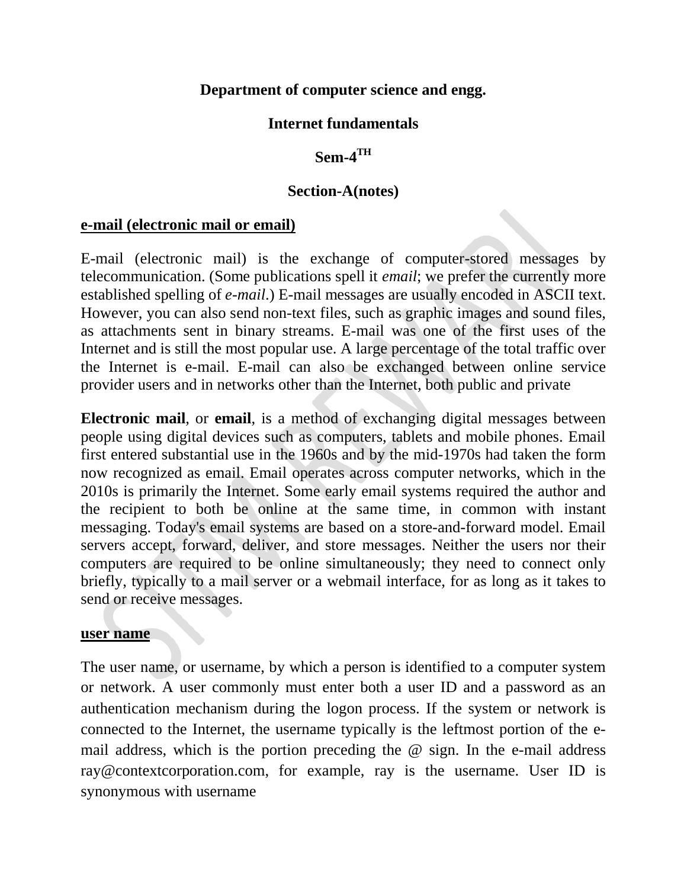**Department of computer science and engg.**

**Internet fundamentals**

**Sem-4$^{TH}$**

**Section-A(notes)**

## e-mail (electronic mail or email)

E-mail (electronic mail) is the exchange of computer-stored messages by telecommunication. (Some publications spell it *email*; we prefer the currently more established spelling of *e-mail*.) E-mail messages are usually encoded in ASCII text. However, you can also send non-text files, such as graphic images and sound files, as attachments sent in binary streams. E-mail was one of the first uses of the Internet and is still the most popular use. A large percentage of the total traffic over the Internet is e-mail. E-mail can also be exchanged between online service provider users and in networks other than the Internet, both public and private

**Electronic mail**, or **email**, is a method of exchanging digital messages between people using digital devices such as computers, tablets and mobile phones. Email first entered substantial use in the 1960s and by the mid-1970s had taken the form now recognized as email. Email operates across computer networks, which in the 2010s is primarily the Internet. Some early email systems required the author and the recipient to both be online at the same time, in common with instant messaging. Today's email systems are based on a store-and-forward model. Email servers accept, forward, deliver, and store messages. Neither the users nor their computers are required to be online simultaneously; they need to connect only briefly, typically to a mail server or a webmail interface, for as long as it takes to send or receive messages.

## user name

The user name, or username, by which a person is identified to a computer system or network. A user commonly must enter both a user ID and a password as an authentication mechanism during the logon process. If the system or network is connected to the Internet, the username typically is the leftmost portion of the e-mail address, which is the portion preceding the @ sign. In the e-mail address ray@contextcorporation.com, for example, ray is the username. User ID is synonymous with username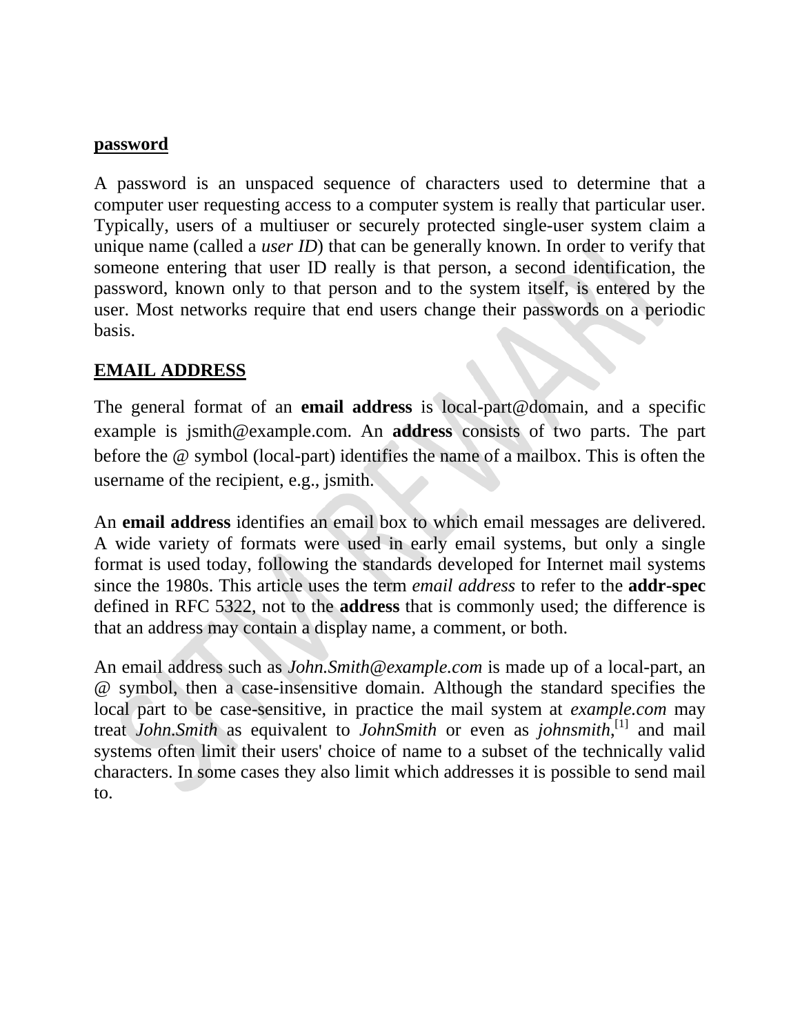## **password**

A password is an unspaced sequence of characters used to determine that a computer user requesting access to a computer system is really that particular user. Typically, users of a multiuser or securely protected single-user system claim a unique name (called a *user ID*) that can be generally known. In order to verify that someone entering that user ID really is that person, a second identification, the password, known only to that person and to the system itself, is entered by the user. Most networks require that end users change their passwords on a periodic basis.

## **EMAIL ADDRESS**

The general format of an **email address** is local-part@domain, and a specific example is jsmith@example.com. An **address** consists of two parts. The part before the @ symbol (local-part) identifies the name of a mailbox. This is often the username of the recipient, e.g., jsmith.

An **email address** identifies an email box to which email messages are delivered. A wide variety of formats were used in early email systems, but only a single format is used today, following the standards developed for Internet mail systems since the 1980s. This article uses the term *email address* to refer to the **addr-spec** defined in RFC 5322, not to the **address** that is commonly used; the difference is that an address may contain a display name, a comment, or both.

An email address such as *John.Smith@example.com* is made up of a local-part, an @ symbol, then a case-insensitive domain. Although the standard specifies the local part to be case-sensitive, in practice the mail system at *example.com* may treat *John.Smith* as equivalent to *JohnSmith* or even as *johnsmith*,[1] and mail systems often limit their users' choice of name to a subset of the technically valid characters. In some cases they also limit which addresses it is possible to send mail to.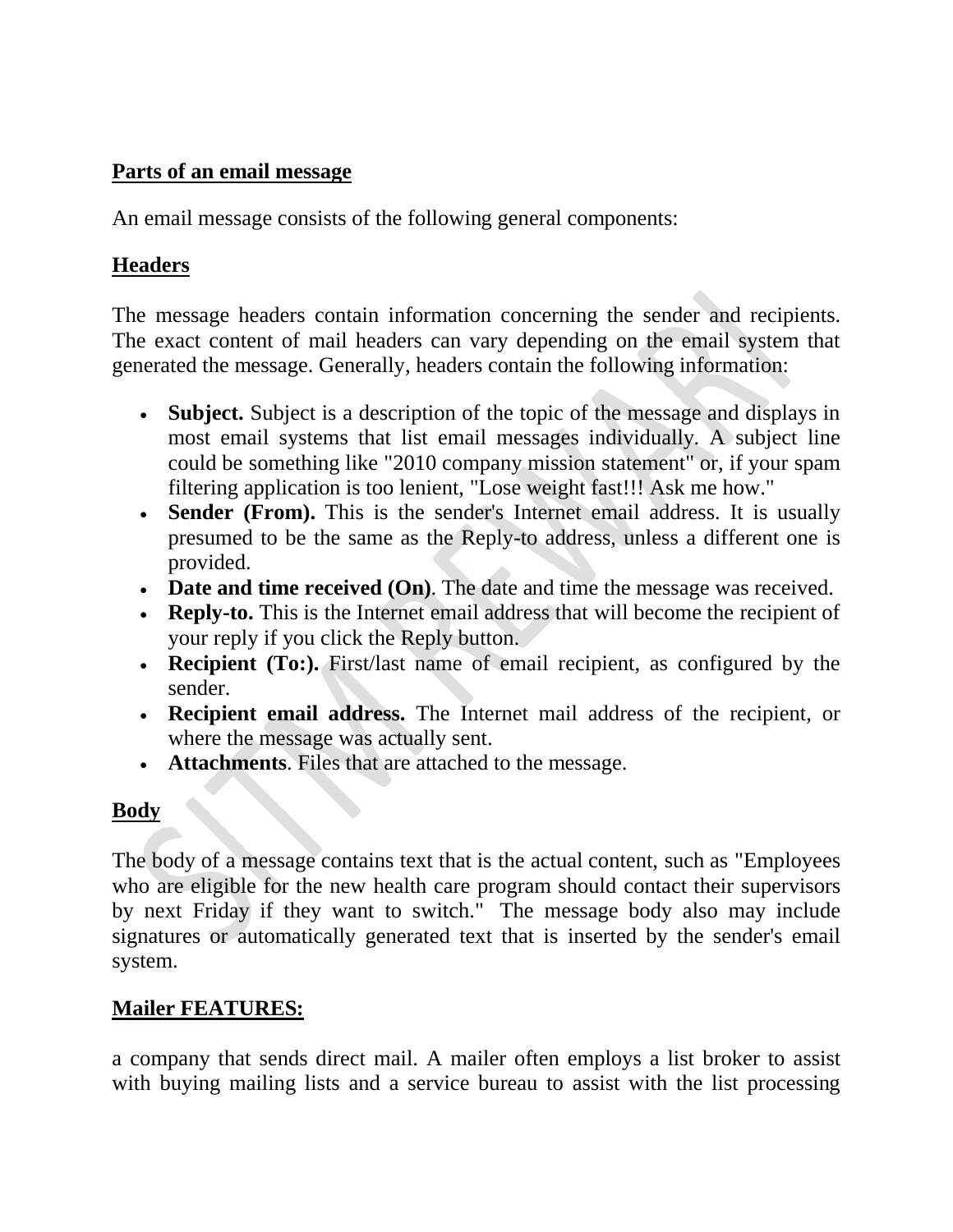## Parts of an email message

An email message consists of the following general components:

## Headers

The message headers contain information concerning the sender and recipients. The exact content of mail headers can vary depending on the email system that generated the message. Generally, headers contain the following information:

- **Subject.** Subject is a description of the topic of the message and displays in most email systems that list email messages individually. A subject line could be something like "2010 company mission statement" or, if your spam filtering application is too lenient, "Lose weight fast!!! Ask me how."
- **Sender (From).** This is the sender's Internet email address. It is usually presumed to be the same as the Reply-to address, unless a different one is provided.
- **Date and time received (On)**. The date and time the message was received.
- **Reply-to.** This is the Internet email address that will become the recipient of your reply if you click the Reply button.
- **Recipient (To:).** First/last name of email recipient, as configured by the sender.
- **Recipient email address.** The Internet mail address of the recipient, or where the message was actually sent.
- **Attachments**. Files that are attached to the message.

## Body

The body of a message contains text that is the actual content, such as "Employees who are eligible for the new health care program should contact their supervisors by next Friday if they want to switch." The message body also may include signatures or automatically generated text that is inserted by the sender's email system.

## Mailer FEATURES:

a company that sends direct mail. A mailer often employs a list broker to assist with buying mailing lists and a service bureau to assist with the list processing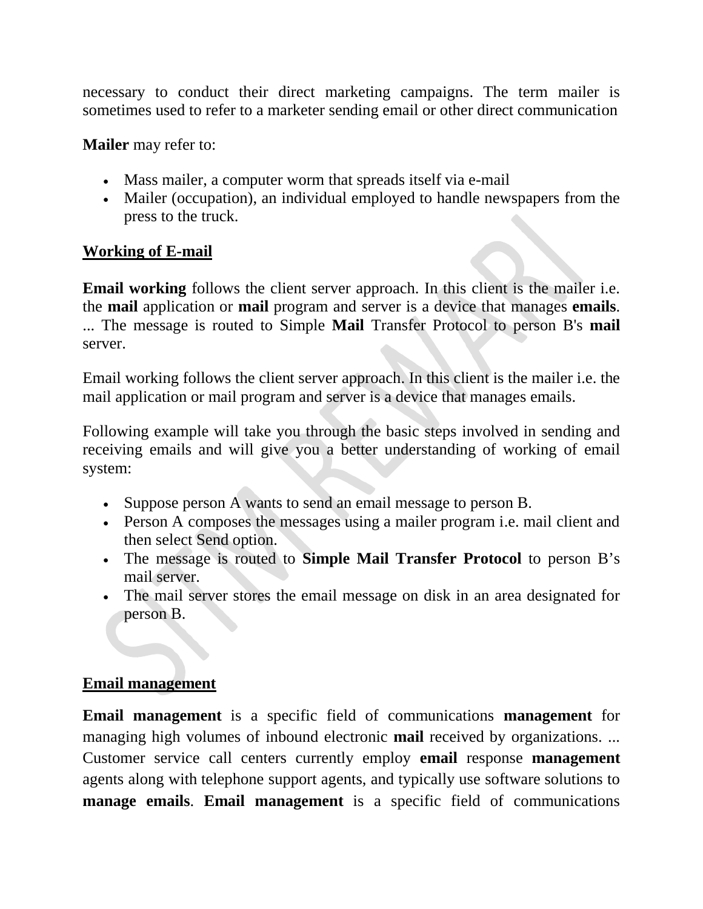necessary to conduct their direct marketing campaigns. The term mailer is sometimes used to refer to a marketer sending email or other direct communication

**Mailer** may refer to:

- Mass mailer, a computer worm that spreads itself via e-mail
- Mailer (occupation), an individual employed to handle newspapers from the press to the truck.

**Working of E-mail**

**Email working** follows the client server approach. In this client is the mailer i.e. the **mail** application or **mail** program and server is a device that manages **emails**. ... The message is routed to Simple **Mail** Transfer Protocol to person B's **mail** server.

Email working follows the client server approach. In this client is the mailer i.e. the mail application or mail program and server is a device that manages emails.

Following example will take you through the basic steps involved in sending and receiving emails and will give you a better understanding of working of email system:

- Suppose person A wants to send an email message to person B.
- Person A composes the messages using a mailer program i.e. mail client and then select Send option.
- The message is routed to **Simple Mail Transfer Protocol** to person B's mail server.
- The mail server stores the email message on disk in an area designated for person B.

**Email management**

**Email management** is a specific field of communications **management** for managing high volumes of inbound electronic **mail** received by organizations. ... Customer service call centers currently employ **email** response **management** agents along with telephone support agents, and typically use software solutions to **manage emails**. **Email management** is a specific field of communications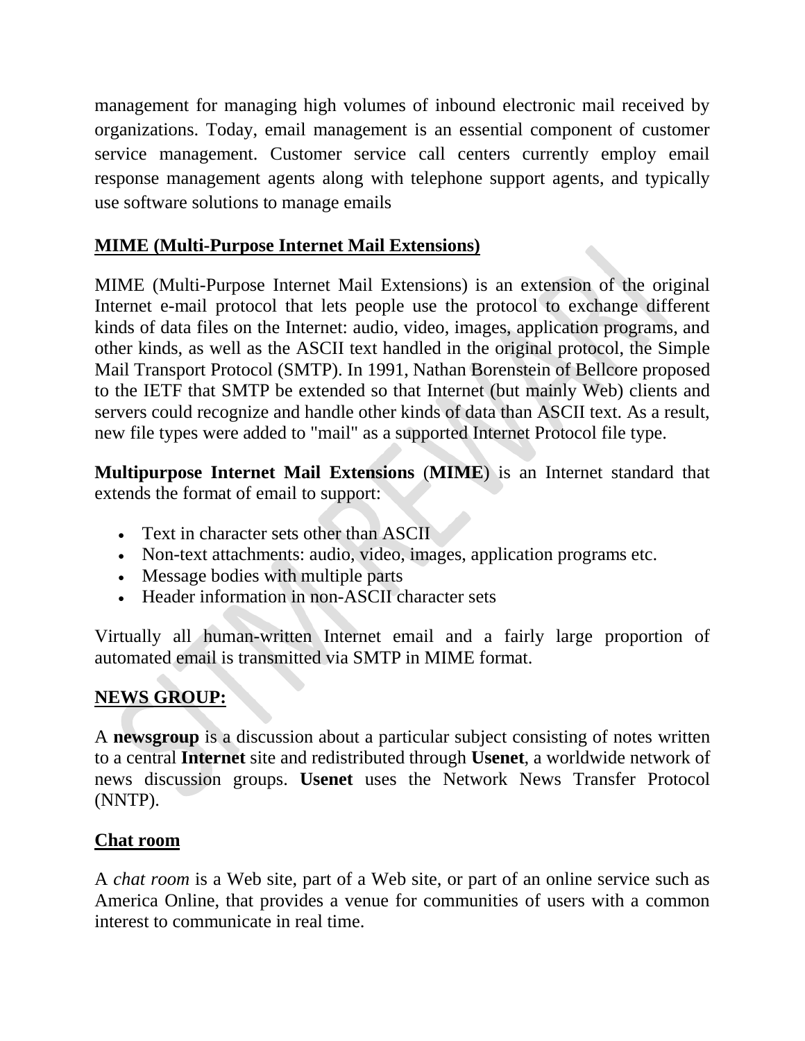management for managing high volumes of inbound electronic mail received by organizations. Today, email management is an essential component of customer service management. Customer service call centers currently employ email response management agents along with telephone support agents, and typically use software solutions to manage emails

## MIME (Multi-Purpose Internet Mail Extensions)

MIME (Multi-Purpose Internet Mail Extensions) is an extension of the original Internet e-mail protocol that lets people use the protocol to exchange different kinds of data files on the Internet: audio, video, images, application programs, and other kinds, as well as the ASCII text handled in the original protocol, the Simple Mail Transport Protocol (SMTP). In 1991, Nathan Borenstein of Bellcore proposed to the IETF that SMTP be extended so that Internet (but mainly Web) clients and servers could recognize and handle other kinds of data than ASCII text. As a result, new file types were added to "mail" as a supported Internet Protocol file type.

**Multipurpose Internet Mail Extensions** (**MIME**) is an Internet standard that extends the format of email to support:

- Text in character sets other than ASCII
- Non-text attachments: audio, video, images, application programs etc.
- Message bodies with multiple parts
- Header information in non-ASCII character sets

Virtually all human-written Internet email and a fairly large proportion of automated email is transmitted via SMTP in MIME format.

## NEWS GROUP:

A **newsgroup** is a discussion about a particular subject consisting of notes written to a central **Internet** site and redistributed through **Usenet**, a worldwide network of news discussion groups. **Usenet** uses the Network News Transfer Protocol (NNTP).

## Chat room

A *chat room* is a Web site, part of a Web site, or part of an online service such as America Online, that provides a venue for communities of users with a common interest to communicate in real time.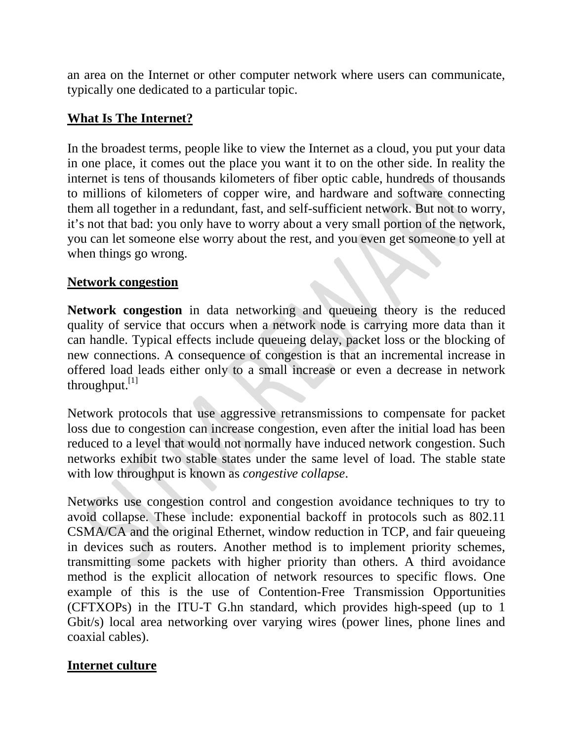an area on the Internet or other computer network where users can communicate, typically one dedicated to a particular topic.

## What Is The Internet?

In the broadest terms, people like to view the Internet as a cloud, you put your data in one place, it comes out the place you want it to on the other side. In reality the internet is tens of thousands kilometers of fiber optic cable, hundreds of thousands to millions of kilometers of copper wire, and hardware and software connecting them all together in a redundant, fast, and self-sufficient network. But not to worry, it's not that bad: you only have to worry about a very small portion of the network, you can let someone else worry about the rest, and you even get someone to yell at when things go wrong.

## Network congestion

**Network congestion** in data networking and queueing theory is the reduced quality of service that occurs when a network node is carrying more data than it can handle. Typical effects include queueing delay, packet loss or the blocking of new connections. A consequence of congestion is that an incremental increase in offered load leads either only to a small increase or even a decrease in network throughput.[1]

Network protocols that use aggressive retransmissions to compensate for packet loss due to congestion can increase congestion, even after the initial load has been reduced to a level that would not normally have induced network congestion. Such networks exhibit two stable states under the same level of load. The stable state with low throughput is known as *congestive collapse*.

Networks use congestion control and congestion avoidance techniques to try to avoid collapse. These include: exponential backoff in protocols such as 802.11 CSMA/CA and the original Ethernet, window reduction in TCP, and fair queueing in devices such as routers. Another method is to implement priority schemes, transmitting some packets with higher priority than others. A third avoidance method is the explicit allocation of network resources to specific flows. One example of this is the use of Contention-Free Transmission Opportunities (CFTXOPs) in the ITU-T G.hn standard, which provides high-speed (up to 1 Gbit/s) local area networking over varying wires (power lines, phone lines and coaxial cables).

## Internet culture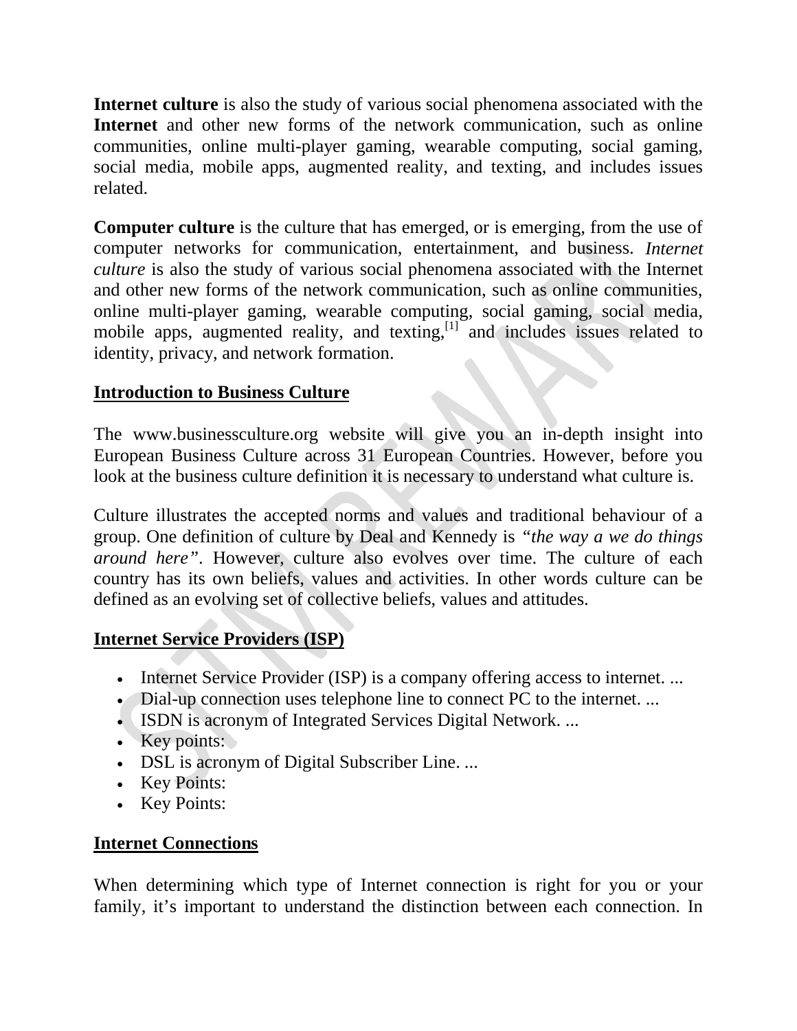**Internet culture** is also the study of various social phenomena associated with the **Internet** and other new forms of the network communication, such as online communities, online multi-player gaming, wearable computing, social gaming, social media, mobile apps, augmented reality, and texting, and includes issues related.

**Computer culture** is the culture that has emerged, or is emerging, from the use of computer networks for communication, entertainment, and business. *Internet culture* is also the study of various social phenomena associated with the Internet and other new forms of the network communication, such as online communities, online multi-player gaming, wearable computing, social gaming, social media, mobile apps, augmented reality, and texting,[1] and includes issues related to identity, privacy, and network formation.

**<u>Introduction to Business Culture</u>**

The www.businessculture.org website will give you an in-depth insight into European Business Culture across 31 European Countries. However, before you look at the business culture definition it is necessary to understand what culture is.

Culture illustrates the accepted norms and values and traditional behaviour of a group. One definition of culture by Deal and Kennedy is *"the way a we do things around here"*. However, culture also evolves over time. The culture of each country has its own beliefs, values and activities. In other words culture can be defined as an evolving set of collective beliefs, values and attitudes.

**<u>Internet Service Providers (ISP)</u>**

- Internet Service Provider (ISP) is a company offering access to internet. ...
- Dial-up connection uses telephone line to connect PC to the internet. ...
- ISDN is acronym of Integrated Services Digital Network. ...
- Key points:
- DSL is acronym of Digital Subscriber Line. ...
- Key Points:
- Key Points:

**<u>Internet Connections</u>**

When determining which type of Internet connection is right for you or your family, it's important to understand the distinction between each connection. In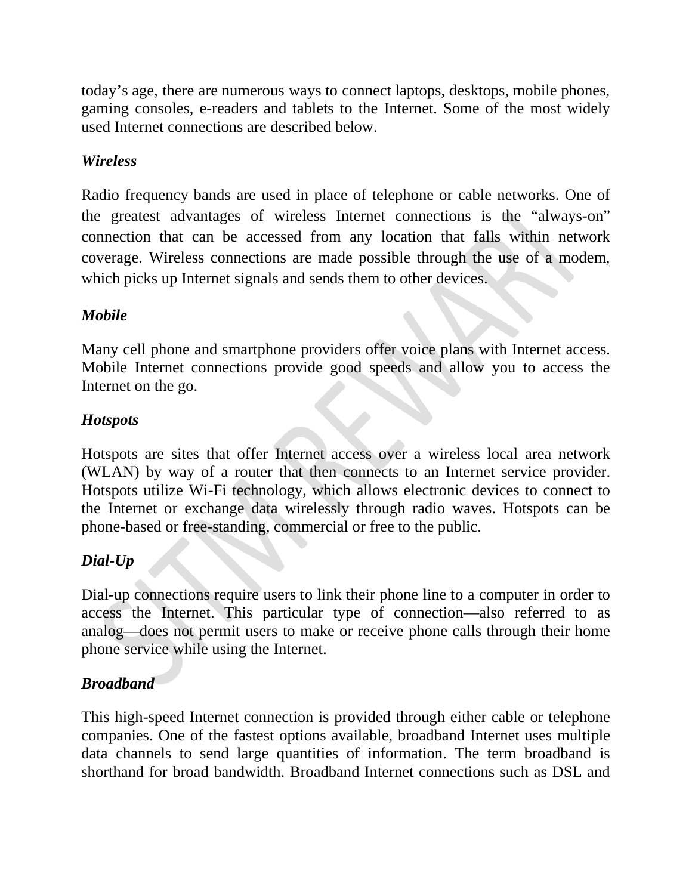today's age, there are numerous ways to connect laptops, desktops, mobile phones, gaming consoles, e-readers and tablets to the Internet. Some of the most widely used Internet connections are described below.

***Wireless***

Radio frequency bands are used in place of telephone or cable networks. One of the greatest advantages of wireless Internet connections is the "always-on" connection that can be accessed from any location that falls within network coverage. Wireless connections are made possible through the use of a modem, which picks up Internet signals and sends them to other devices.

***Mobile***

Many cell phone and smartphone providers offer voice plans with Internet access. Mobile Internet connections provide good speeds and allow you to access the Internet on the go.

***Hotspots***

Hotspots are sites that offer Internet access over a wireless local area network (WLAN) by way of a router that then connects to an Internet service provider. Hotspots utilize Wi-Fi technology, which allows electronic devices to connect to the Internet or exchange data wirelessly through radio waves. Hotspots can be phone-based or free-standing, commercial or free to the public.

***Dial-Up***

Dial-up connections require users to link their phone line to a computer in order to access the Internet. This particular type of connection—also referred to as analog—does not permit users to make or receive phone calls through their home phone service while using the Internet.

***Broadband***

This high-speed Internet connection is provided through either cable or telephone companies. One of the fastest options available, broadband Internet uses multiple data channels to send large quantities of information. The term broadband is shorthand for broad bandwidth. Broadband Internet connections such as DSL and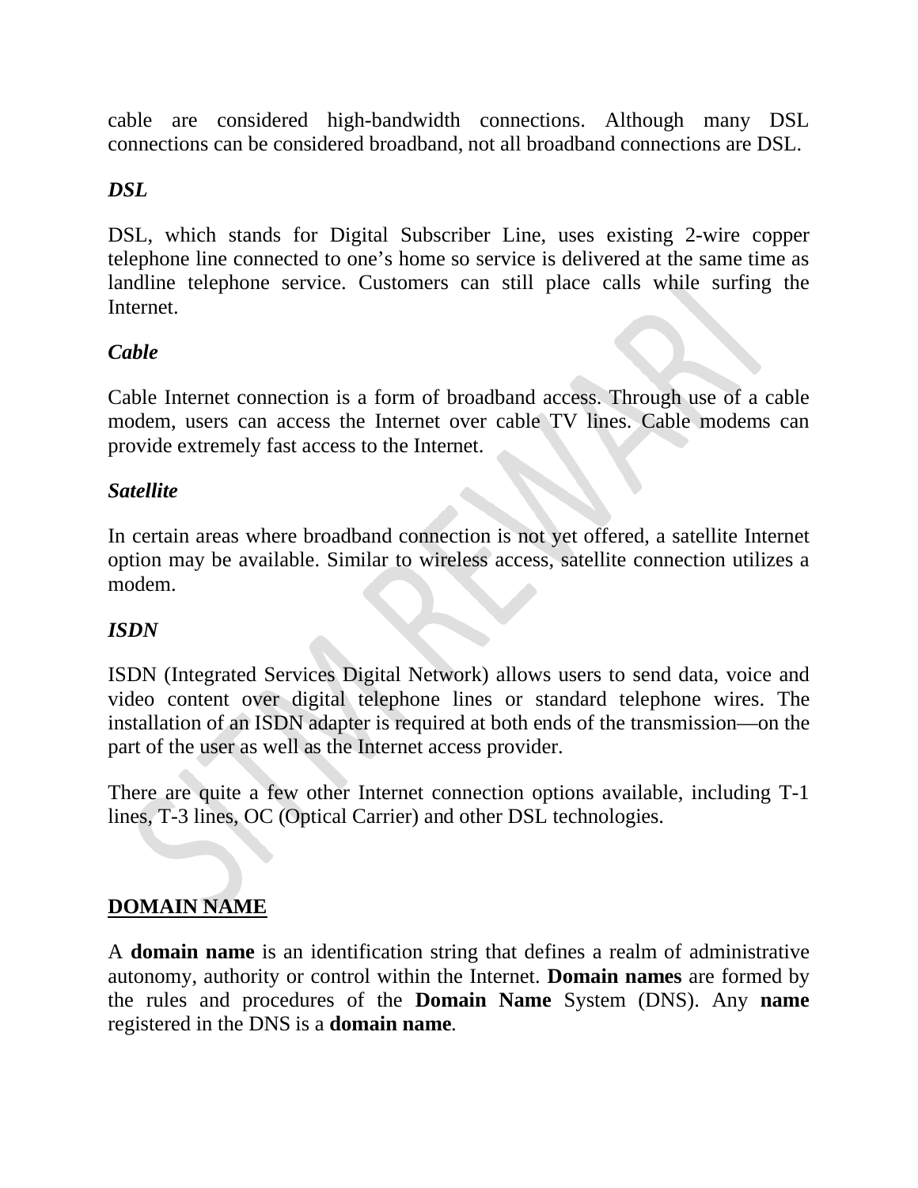cable are considered high-bandwidth connections. Although many DSL connections can be considered broadband, not all broadband connections are DSL.

***DSL***

DSL, which stands for Digital Subscriber Line, uses existing 2-wire copper telephone line connected to one's home so service is delivered at the same time as landline telephone service. Customers can still place calls while surfing the Internet.

***Cable***

Cable Internet connection is a form of broadband access. Through use of a cable modem, users can access the Internet over cable TV lines. Cable modems can provide extremely fast access to the Internet.

***Satellite***

In certain areas where broadband connection is not yet offered, a satellite Internet option may be available. Similar to wireless access, satellite connection utilizes a modem.

***ISDN***

ISDN (Integrated Services Digital Network) allows users to send data, voice and video content over digital telephone lines or standard telephone wires. The installation of an ISDN adapter is required at both ends of the transmission—on the part of the user as well as the Internet access provider.

There are quite a few other Internet connection options available, including T-1 lines, T-3 lines, OC (Optical Carrier) and other DSL technologies.

## DOMAIN NAME

A **domain name** is an identification string that defines a realm of administrative autonomy, authority or control within the Internet. **Domain names** are formed by the rules and procedures of the **Domain Name** System (DNS). Any **name** registered in the DNS is a **domain name**.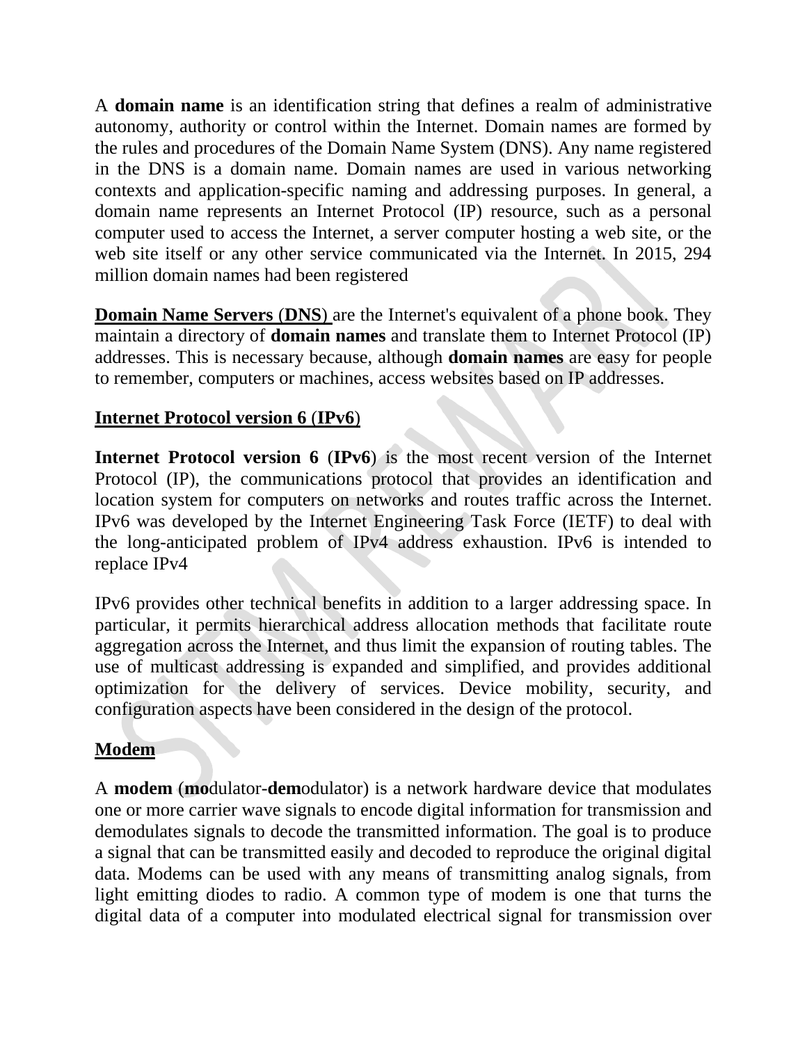A **domain name** is an identification string that defines a realm of administrative autonomy, authority or control within the Internet. Domain names are formed by the rules and procedures of the Domain Name System (DNS). Any name registered in the DNS is a domain name. Domain names are used in various networking contexts and application-specific naming and addressing purposes. In general, a domain name represents an Internet Protocol (IP) resource, such as a personal computer used to access the Internet, a server computer hosting a web site, or the web site itself or any other service communicated via the Internet. In 2015, 294 million domain names had been registered

**Domain Name Servers (DNS)** are the Internet's equivalent of a phone book. They maintain a directory of **domain names** and translate them to Internet Protocol (IP) addresses. This is necessary because, although **domain names** are easy for people to remember, computers or machines, access websites based on IP addresses.

## Internet Protocol version 6 (IPv6)

**Internet Protocol version 6** (**IPv6**) is the most recent version of the Internet Protocol (IP), the communications protocol that provides an identification and location system for computers on networks and routes traffic across the Internet. IPv6 was developed by the Internet Engineering Task Force (IETF) to deal with the long-anticipated problem of IPv4 address exhaustion. IPv6 is intended to replace IPv4

IPv6 provides other technical benefits in addition to a larger addressing space. In particular, it permits hierarchical address allocation methods that facilitate route aggregation across the Internet, and thus limit the expansion of routing tables. The use of multicast addressing is expanded and simplified, and provides additional optimization for the delivery of services. Device mobility, security, and configuration aspects have been considered in the design of the protocol.

## Modem

A **modem** (**mo**dulator-**dem**odulator) is a network hardware device that modulates one or more carrier wave signals to encode digital information for transmission and demodulates signals to decode the transmitted information. The goal is to produce a signal that can be transmitted easily and decoded to reproduce the original digital data. Modems can be used with any means of transmitting analog signals, from light emitting diodes to radio. A common type of modem is one that turns the digital data of a computer into modulated electrical signal for transmission over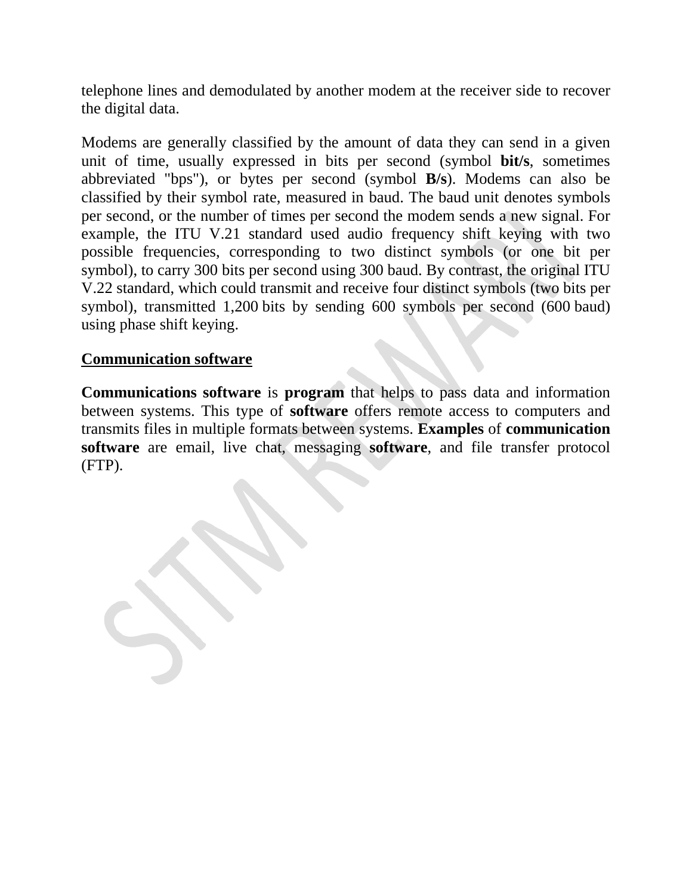telephone lines and demodulated by another modem at the receiver side to recover the digital data.

Modems are generally classified by the amount of data they can send in a given unit of time, usually expressed in bits per second (symbol **bit/s**, sometimes abbreviated "bps"), or bytes per second (symbol **B/s**). Modems can also be classified by their symbol rate, measured in baud. The baud unit denotes symbols per second, or the number of times per second the modem sends a new signal. For example, the ITU V.21 standard used audio frequency shift keying with two possible frequencies, corresponding to two distinct symbols (or one bit per symbol), to carry 300 bits per second using 300 baud. By contrast, the original ITU V.22 standard, which could transmit and receive four distinct symbols (two bits per symbol), transmitted 1,200 bits by sending 600 symbols per second (600 baud) using phase shift keying.

**<u>Communication software</u>**

**Communications software** is **program** that helps to pass data and information between systems. This type of **software** offers remote access to computers and transmits files in multiple formats between systems. **Examples** of **communication software** are email, live chat, messaging **software**, and file transfer protocol (FTP).